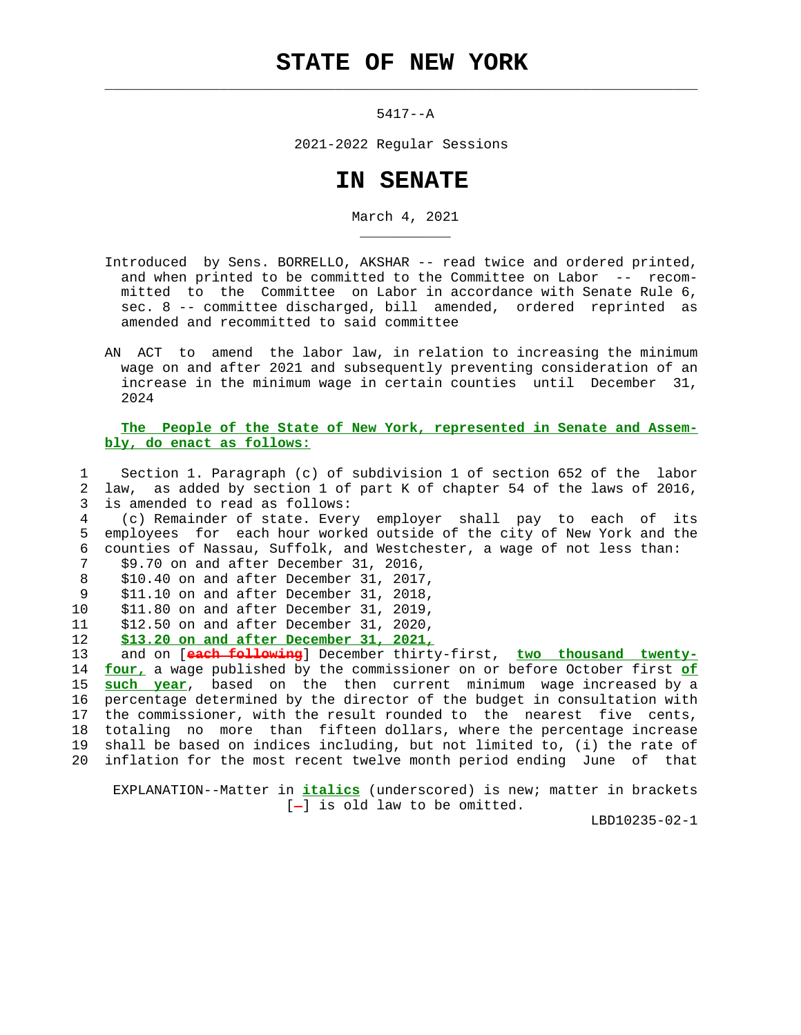# STATE OF NEW YORK

5417--A

2021-2022 Regular Sessions

# IN SENATE

March 4, 2021

Introduced by Sens. BORRELLO, AKSHAR -- read twice and ordered printed, and when printed to be committed to the Committee on Labor -- recommitted to the Committee on Labor in accordance with Senate Rule 6, sec. 8 -- committee discharged, bill amended, ordered reprinted as amended and recommitted to said committee

AN ACT to amend the labor law, in relation to increasing the minimum wage on and after 2021 and subsequently preventing consideration of an increase in the minimum wage in certain counties until December 31, 2024

**The People of the State of New York, represented in Senate and Assembly, do enact as follows:**

1 Section 1. Paragraph (c) of subdivision 1 of section 652 of the labor
2 law, as added by section 1 of part K of chapter 54 of the laws of 2016,
3 is amended to read as follows:
4 (c) Remainder of state. Every employer shall pay to each of its
5 employees for each hour worked outside of the city of New York and the
6 counties of Nassau, Suffolk, and Westchester, a wage of not less than:
7 $9.70 on and after December 31, 2016,
8 $10.40 on and after December 31, 2017,
9 $11.10 on and after December 31, 2018,
10 $11.80 on and after December 31, 2019,
11 $12.50 on and after December 31, 2020,
12 ***$13.20 on and after December 31, 2021,***
13 and on [each following] December thirty-first, ***two thousand twenty-***
14 ***four,*** a wage published by the commissioner on or before October first ***of***
15 ***such year***, based on the then current minimum wage increased by a
16 percentage determined by the director of the budget in consultation with
17 the commissioner, with the result rounded to the nearest five cents,
18 totaling no more than fifteen dollars, where the percentage increase
19 shall be based on indices including, but not limited to, (i) the rate of
20 inflation for the most recent twelve month period ending June of that

EXPLANATION--Matter in ***italics*** (underscored) is new; matter in brackets [-] is old law to be omitted.

LBD10235-02-1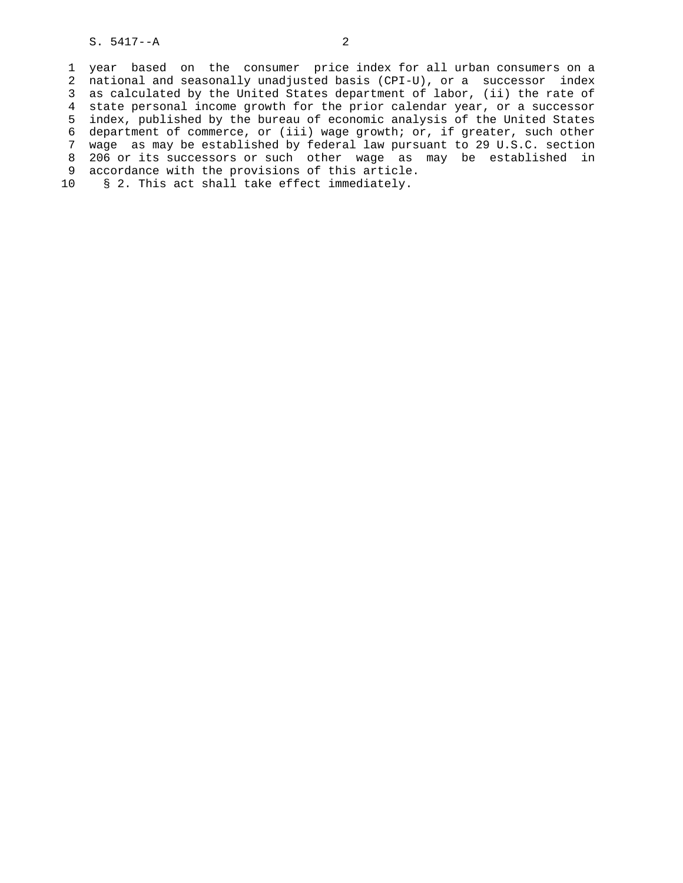year based on the consumer price index for all urban consumers on a national and seasonally unadjusted basis (CPI-U), or a successor index as calculated by the United States department of labor, (ii) the rate of state personal income growth for the prior calendar year, or a successor index, published by the bureau of economic analysis of the United States department of commerce, or (iii) wage growth; or, if greater, such other wage as may be established by federal law pursuant to 29 U.S.C. section 206 or its successors or such other wage as may be established in accordance with the provisions of this article.

§ 2. This act shall take effect immediately.